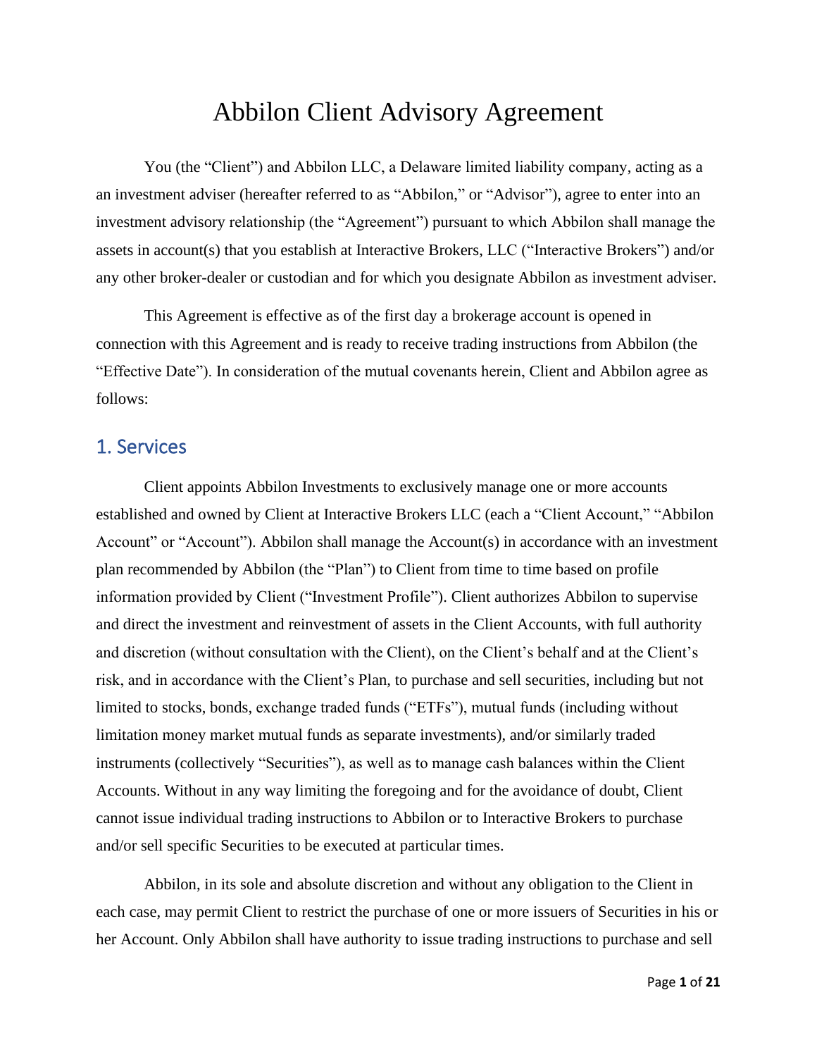# Abbilon Client Advisory Agreement

You (the "Client") and Abbilon LLC, a Delaware limited liability company, acting as a an investment adviser (hereafter referred to as "Abbilon," or "Advisor"), agree to enter into an investment advisory relationship (the "Agreement") pursuant to which Abbilon shall manage the assets in account(s) that you establish at Interactive Brokers, LLC ("Interactive Brokers") and/or any other broker-dealer or custodian and for which you designate Abbilon as investment adviser.

This Agreement is effective as of the first day a brokerage account is opened in connection with this Agreement and is ready to receive trading instructions from Abbilon (the "Effective Date"). In consideration of the mutual covenants herein, Client and Abbilon agree as follows:

## 1. Services

Client appoints Abbilon Investments to exclusively manage one or more accounts established and owned by Client at Interactive Brokers LLC (each a "Client Account," "Abbilon Account" or "Account"). Abbilon shall manage the Account(s) in accordance with an investment plan recommended by Abbilon (the "Plan") to Client from time to time based on profile information provided by Client ("Investment Profile"). Client authorizes Abbilon to supervise and direct the investment and reinvestment of assets in the Client Accounts, with full authority and discretion (without consultation with the Client), on the Client's behalf and at the Client's risk, and in accordance with the Client's Plan, to purchase and sell securities, including but not limited to stocks, bonds, exchange traded funds ("ETFs"), mutual funds (including without limitation money market mutual funds as separate investments), and/or similarly traded instruments (collectively "Securities"), as well as to manage cash balances within the Client Accounts. Without in any way limiting the foregoing and for the avoidance of doubt, Client cannot issue individual trading instructions to Abbilon or to Interactive Brokers to purchase and/or sell specific Securities to be executed at particular times.

Abbilon, in its sole and absolute discretion and without any obligation to the Client in each case, may permit Client to restrict the purchase of one or more issuers of Securities in his or her Account. Only Abbilon shall have authority to issue trading instructions to purchase and sell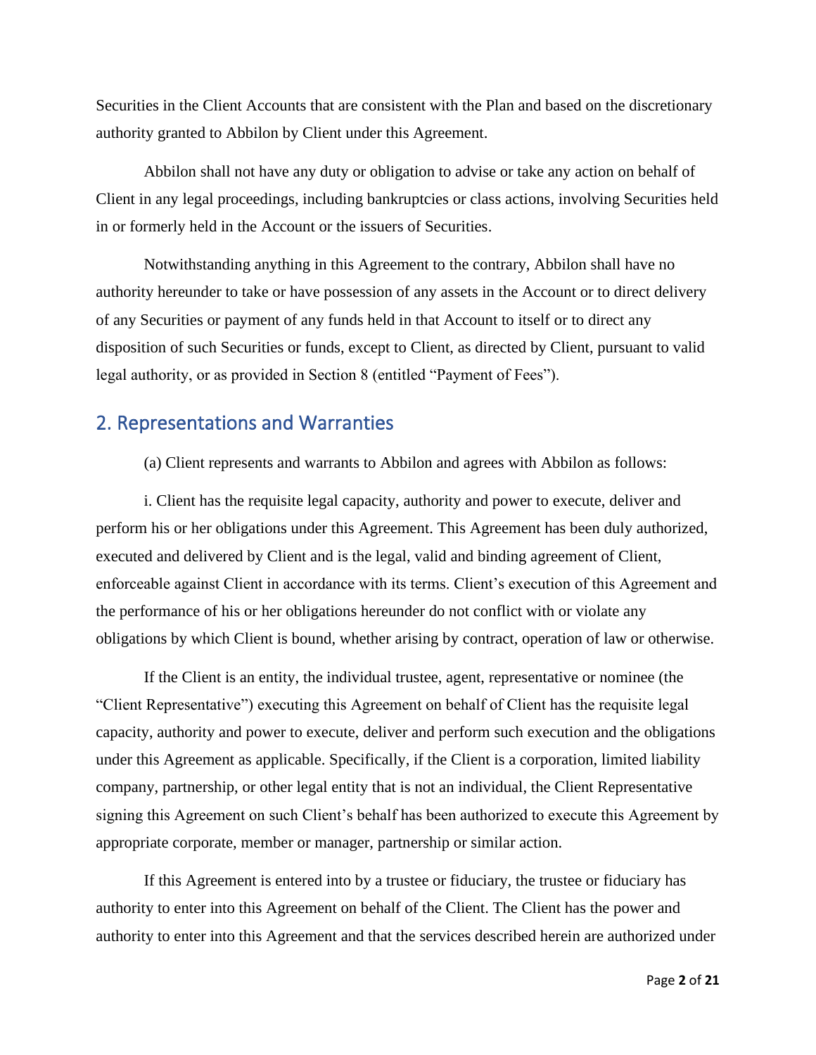Securities in the Client Accounts that are consistent with the Plan and based on the discretionary authority granted to Abbilon by Client under this Agreement.

Abbilon shall not have any duty or obligation to advise or take any action on behalf of Client in any legal proceedings, including bankruptcies or class actions, involving Securities held in or formerly held in the Account or the issuers of Securities.

Notwithstanding anything in this Agreement to the contrary, Abbilon shall have no authority hereunder to take or have possession of any assets in the Account or to direct delivery of any Securities or payment of any funds held in that Account to itself or to direct any disposition of such Securities or funds, except to Client, as directed by Client, pursuant to valid legal authority, or as provided in Section 8 (entitled "Payment of Fees").

## 2. Representations and Warranties

(a) Client represents and warrants to Abbilon and agrees with Abbilon as follows:

i. Client has the requisite legal capacity, authority and power to execute, deliver and perform his or her obligations under this Agreement. This Agreement has been duly authorized, executed and delivered by Client and is the legal, valid and binding agreement of Client, enforceable against Client in accordance with its terms. Client's execution of this Agreement and the performance of his or her obligations hereunder do not conflict with or violate any obligations by which Client is bound, whether arising by contract, operation of law or otherwise.

If the Client is an entity, the individual trustee, agent, representative or nominee (the "Client Representative") executing this Agreement on behalf of Client has the requisite legal capacity, authority and power to execute, deliver and perform such execution and the obligations under this Agreement as applicable. Specifically, if the Client is a corporation, limited liability company, partnership, or other legal entity that is not an individual, the Client Representative signing this Agreement on such Client's behalf has been authorized to execute this Agreement by appropriate corporate, member or manager, partnership or similar action.

If this Agreement is entered into by a trustee or fiduciary, the trustee or fiduciary has authority to enter into this Agreement on behalf of the Client. The Client has the power and authority to enter into this Agreement and that the services described herein are authorized under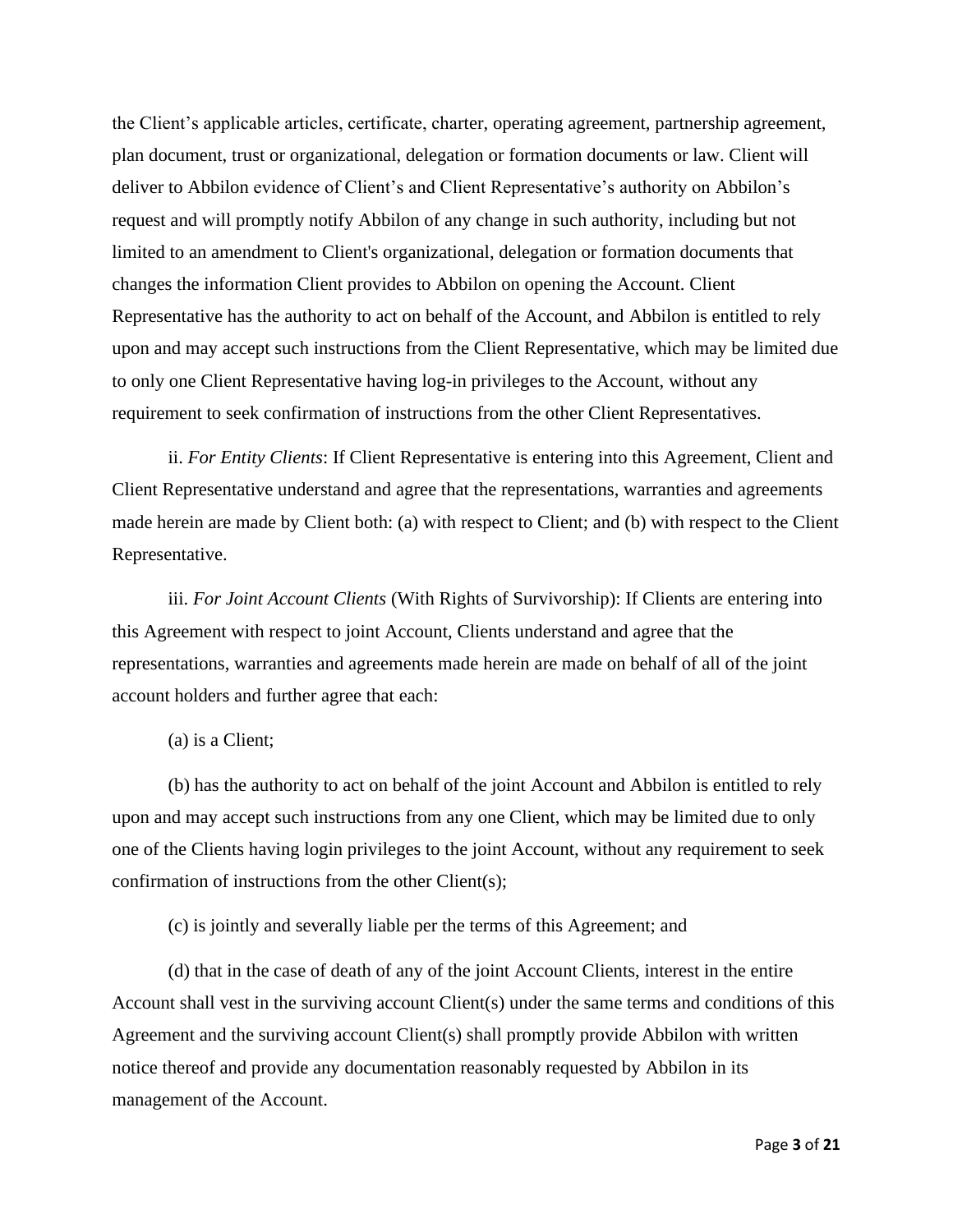the Client's applicable articles, certificate, charter, operating agreement, partnership agreement, plan document, trust or organizational, delegation or formation documents or law. Client will deliver to Abbilon evidence of Client's and Client Representative's authority on Abbilon's request and will promptly notify Abbilon of any change in such authority, including but not limited to an amendment to Client's organizational, delegation or formation documents that changes the information Client provides to Abbilon on opening the Account. Client Representative has the authority to act on behalf of the Account, and Abbilon is entitled to rely upon and may accept such instructions from the Client Representative, which may be limited due to only one Client Representative having log-in privileges to the Account, without any requirement to seek confirmation of instructions from the other Client Representatives.

ii. *For Entity Clients*: If Client Representative is entering into this Agreement, Client and Client Representative understand and agree that the representations, warranties and agreements made herein are made by Client both: (a) with respect to Client; and (b) with respect to the Client Representative.

iii. *For Joint Account Clients* (With Rights of Survivorship): If Clients are entering into this Agreement with respect to joint Account, Clients understand and agree that the representations, warranties and agreements made herein are made on behalf of all of the joint account holders and further agree that each:

(a) is a Client;

(b) has the authority to act on behalf of the joint Account and Abbilon is entitled to rely upon and may accept such instructions from any one Client, which may be limited due to only one of the Clients having login privileges to the joint Account, without any requirement to seek confirmation of instructions from the other Client(s);

(c) is jointly and severally liable per the terms of this Agreement; and

(d) that in the case of death of any of the joint Account Clients, interest in the entire Account shall vest in the surviving account Client(s) under the same terms and conditions of this Agreement and the surviving account Client(s) shall promptly provide Abbilon with written notice thereof and provide any documentation reasonably requested by Abbilon in its management of the Account.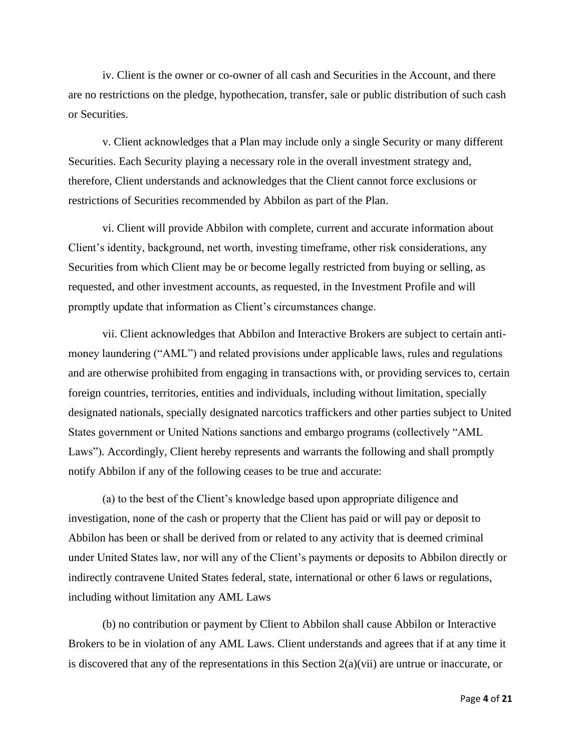iv. Client is the owner or co-owner of all cash and Securities in the Account, and there are no restrictions on the pledge, hypothecation, transfer, sale or public distribution of such cash or Securities.

v. Client acknowledges that a Plan may include only a single Security or many different Securities. Each Security playing a necessary role in the overall investment strategy and, therefore, Client understands and acknowledges that the Client cannot force exclusions or restrictions of Securities recommended by Abbilon as part of the Plan.

vi. Client will provide Abbilon with complete, current and accurate information about Client's identity, background, net worth, investing timeframe, other risk considerations, any Securities from which Client may be or become legally restricted from buying or selling, as requested, and other investment accounts, as requested, in the Investment Profile and will promptly update that information as Client's circumstances change.

vii. Client acknowledges that Abbilon and Interactive Brokers are subject to certain anti-money laundering ("AML") and related provisions under applicable laws, rules and regulations and are otherwise prohibited from engaging in transactions with, or providing services to, certain foreign countries, territories, entities and individuals, including without limitation, specially designated nationals, specially designated narcotics traffickers and other parties subject to United States government or United Nations sanctions and embargo programs (collectively "AML Laws"). Accordingly, Client hereby represents and warrants the following and shall promptly notify Abbilon if any of the following ceases to be true and accurate:

(a) to the best of the Client's knowledge based upon appropriate diligence and investigation, none of the cash or property that the Client has paid or will pay or deposit to Abbilon has been or shall be derived from or related to any activity that is deemed criminal under United States law, nor will any of the Client's payments or deposits to Abbilon directly or indirectly contravene United States federal, state, international or other 6 laws or regulations, including without limitation any AML Laws

(b) no contribution or payment by Client to Abbilon shall cause Abbilon or Interactive Brokers to be in violation of any AML Laws. Client understands and agrees that if at any time it is discovered that any of the representations in this Section 2(a)(vii) are untrue or inaccurate, or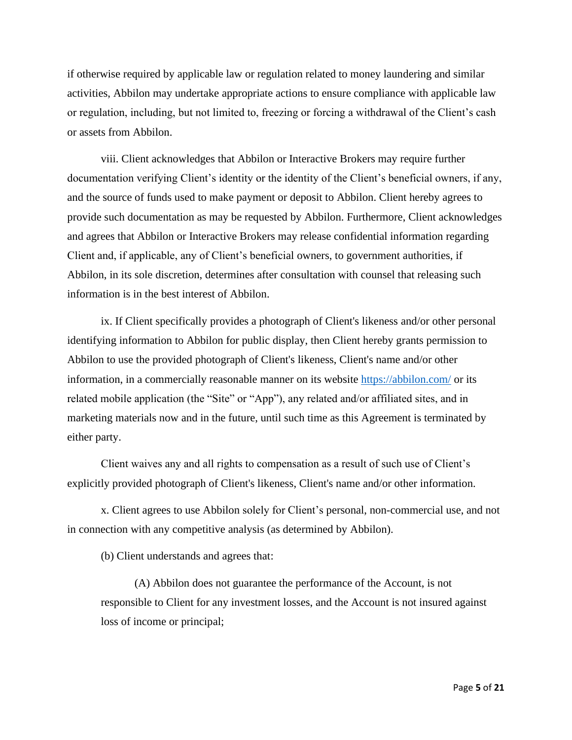if otherwise required by applicable law or regulation related to money laundering and similar activities, Abbilon may undertake appropriate actions to ensure compliance with applicable law or regulation, including, but not limited to, freezing or forcing a withdrawal of the Client's cash or assets from Abbilon.

viii. Client acknowledges that Abbilon or Interactive Brokers may require further documentation verifying Client's identity or the identity of the Client's beneficial owners, if any, and the source of funds used to make payment or deposit to Abbilon. Client hereby agrees to provide such documentation as may be requested by Abbilon. Furthermore, Client acknowledges and agrees that Abbilon or Interactive Brokers may release confidential information regarding Client and, if applicable, any of Client's beneficial owners, to government authorities, if Abbilon, in its sole discretion, determines after consultation with counsel that releasing such information is in the best interest of Abbilon.

ix. If Client specifically provides a photograph of Client's likeness and/or other personal identifying information to Abbilon for public display, then Client hereby grants permission to Abbilon to use the provided photograph of Client's likeness, Client's name and/or other information, in a commercially reasonable manner on its website [https://abbilon.com/](https://abbilon.com/) or its related mobile application (the "Site" or "App"), any related and/or affiliated sites, and in marketing materials now and in the future, until such time as this Agreement is terminated by either party.

Client waives any and all rights to compensation as a result of such use of Client's explicitly provided photograph of Client's likeness, Client's name and/or other information.

x. Client agrees to use Abbilon solely for Client's personal, non-commercial use, and not in connection with any competitive analysis (as determined by Abbilon).

(b) Client understands and agrees that:

(A) Abbilon does not guarantee the performance of the Account, is not responsible to Client for any investment losses, and the Account is not insured against loss of income or principal;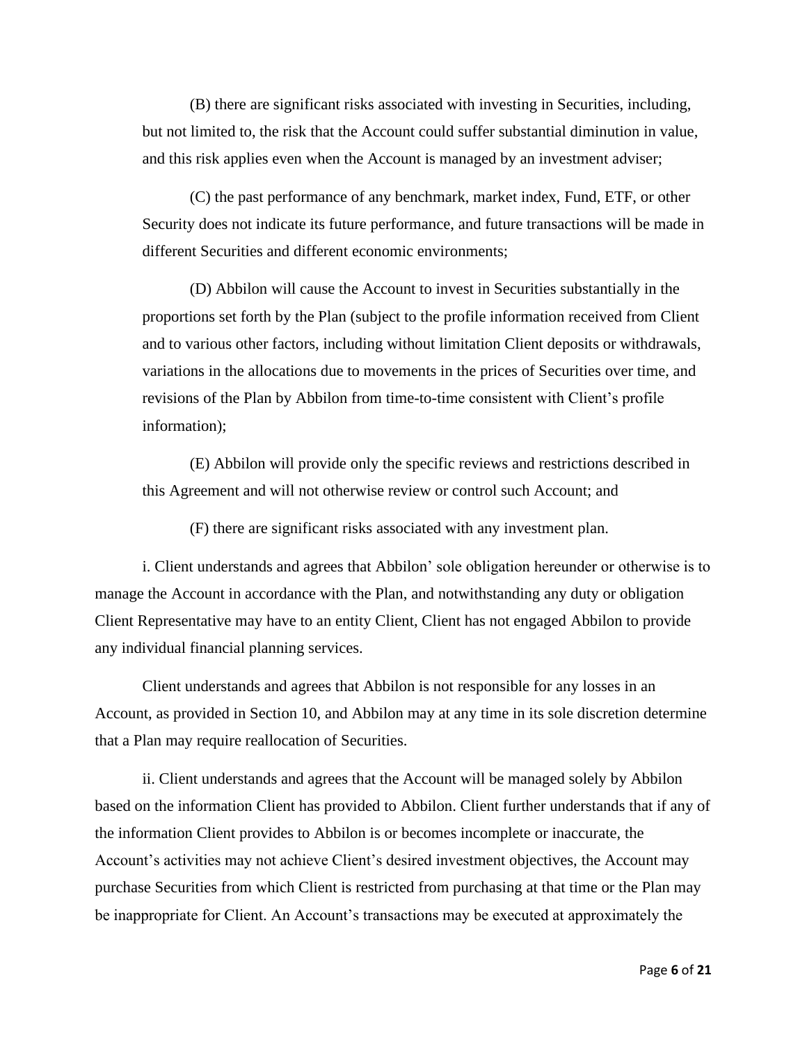(B) there are significant risks associated with investing in Securities, including, but not limited to, the risk that the Account could suffer substantial diminution in value, and this risk applies even when the Account is managed by an investment adviser;

(C) the past performance of any benchmark, market index, Fund, ETF, or other Security does not indicate its future performance, and future transactions will be made in different Securities and different economic environments;

(D) Abbilon will cause the Account to invest in Securities substantially in the proportions set forth by the Plan (subject to the profile information received from Client and to various other factors, including without limitation Client deposits or withdrawals, variations in the allocations due to movements in the prices of Securities over time, and revisions of the Plan by Abbilon from time-to-time consistent with Client's profile information);

(E) Abbilon will provide only the specific reviews and restrictions described in this Agreement and will not otherwise review or control such Account; and

(F) there are significant risks associated with any investment plan.

i. Client understands and agrees that Abbilon' sole obligation hereunder or otherwise is to manage the Account in accordance with the Plan, and notwithstanding any duty or obligation Client Representative may have to an entity Client, Client has not engaged Abbilon to provide any individual financial planning services.

Client understands and agrees that Abbilon is not responsible for any losses in an Account, as provided in Section 10, and Abbilon may at any time in its sole discretion determine that a Plan may require reallocation of Securities.

ii. Client understands and agrees that the Account will be managed solely by Abbilon based on the information Client has provided to Abbilon. Client further understands that if any of the information Client provides to Abbilon is or becomes incomplete or inaccurate, the Account's activities may not achieve Client's desired investment objectives, the Account may purchase Securities from which Client is restricted from purchasing at that time or the Plan may be inappropriate for Client. An Account's transactions may be executed at approximately the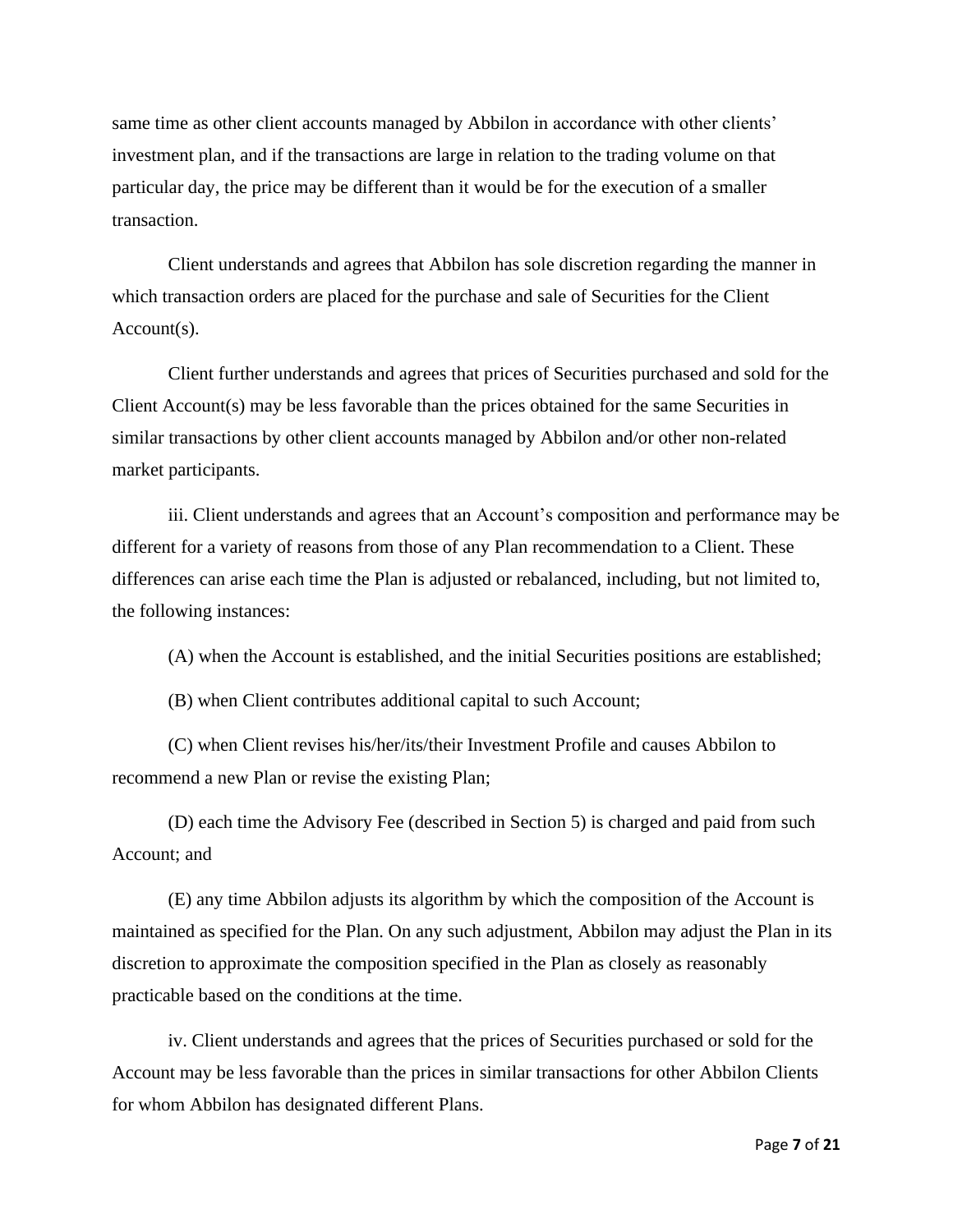same time as other client accounts managed by Abbilon in accordance with other clients' investment plan, and if the transactions are large in relation to the trading volume on that particular day, the price may be different than it would be for the execution of a smaller transaction.

Client understands and agrees that Abbilon has sole discretion regarding the manner in which transaction orders are placed for the purchase and sale of Securities for the Client Account(s).

Client further understands and agrees that prices of Securities purchased and sold for the Client Account(s) may be less favorable than the prices obtained for the same Securities in similar transactions by other client accounts managed by Abbilon and/or other non-related market participants.

iii. Client understands and agrees that an Account's composition and performance may be different for a variety of reasons from those of any Plan recommendation to a Client. These differences can arise each time the Plan is adjusted or rebalanced, including, but not limited to, the following instances:

(A) when the Account is established, and the initial Securities positions are established;

(B) when Client contributes additional capital to such Account;

(C) when Client revises his/her/its/their Investment Profile and causes Abbilon to recommend a new Plan or revise the existing Plan;

(D) each time the Advisory Fee (described in Section 5) is charged and paid from such Account; and

(E) any time Abbilon adjusts its algorithm by which the composition of the Account is maintained as specified for the Plan. On any such adjustment, Abbilon may adjust the Plan in its discretion to approximate the composition specified in the Plan as closely as reasonably practicable based on the conditions at the time.

iv. Client understands and agrees that the prices of Securities purchased or sold for the Account may be less favorable than the prices in similar transactions for other Abbilon Clients for whom Abbilon has designated different Plans.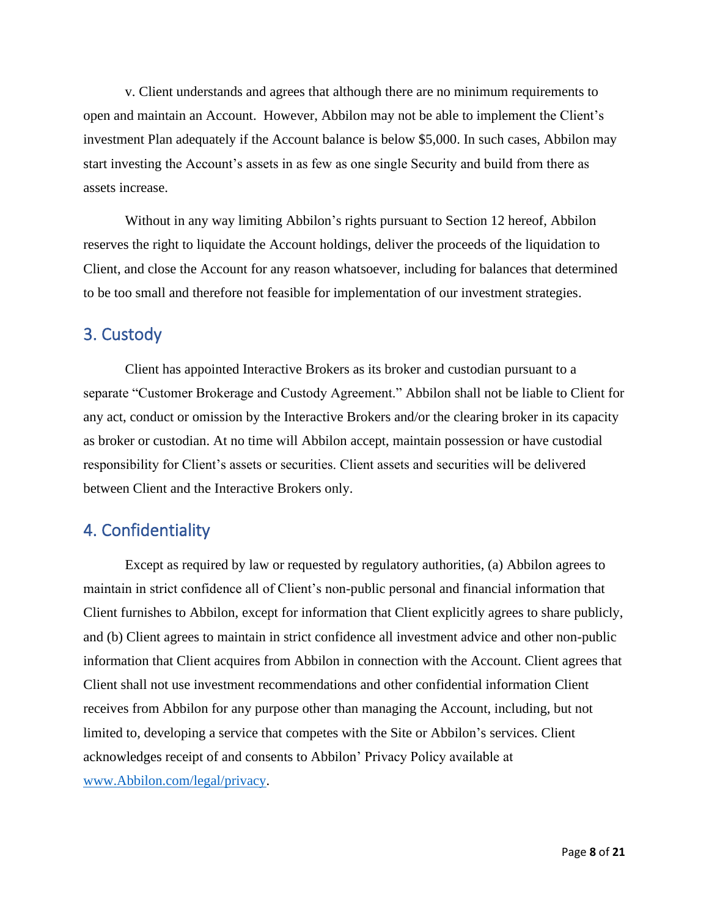v. Client understands and agrees that although there are no minimum requirements to open and maintain an Account. However, Abbilon may not be able to implement the Client's investment Plan adequately if the Account balance is below $5,000. In such cases, Abbilon may start investing the Account's assets in as few as one single Security and build from there as assets increase.

Without in any way limiting Abbilon's rights pursuant to Section 12 hereof, Abbilon reserves the right to liquidate the Account holdings, deliver the proceeds of the liquidation to Client, and close the Account for any reason whatsoever, including for balances that determined to be too small and therefore not feasible for implementation of our investment strategies.

## 3. Custody

Client has appointed Interactive Brokers as its broker and custodian pursuant to a separate "Customer Brokerage and Custody Agreement." Abbilon shall not be liable to Client for any act, conduct or omission by the Interactive Brokers and/or the clearing broker in its capacity as broker or custodian. At no time will Abbilon accept, maintain possession or have custodial responsibility for Client's assets or securities. Client assets and securities will be delivered between Client and the Interactive Brokers only.

## 4. Confidentiality

Except as required by law or requested by regulatory authorities, (a) Abbilon agrees to maintain in strict confidence all of Client's non-public personal and financial information that Client furnishes to Abbilon, except for information that Client explicitly agrees to share publicly, and (b) Client agrees to maintain in strict confidence all investment advice and other non-public information that Client acquires from Abbilon in connection with the Account. Client agrees that Client shall not use investment recommendations and other confidential information Client receives from Abbilon for any purpose other than managing the Account, including, but not limited to, developing a service that competes with the Site or Abbilon's services. Client acknowledges receipt of and consents to Abbilon' Privacy Policy available at [www.Abbilon.com/legal/privacy](www.Abbilon.com/legal/privacy).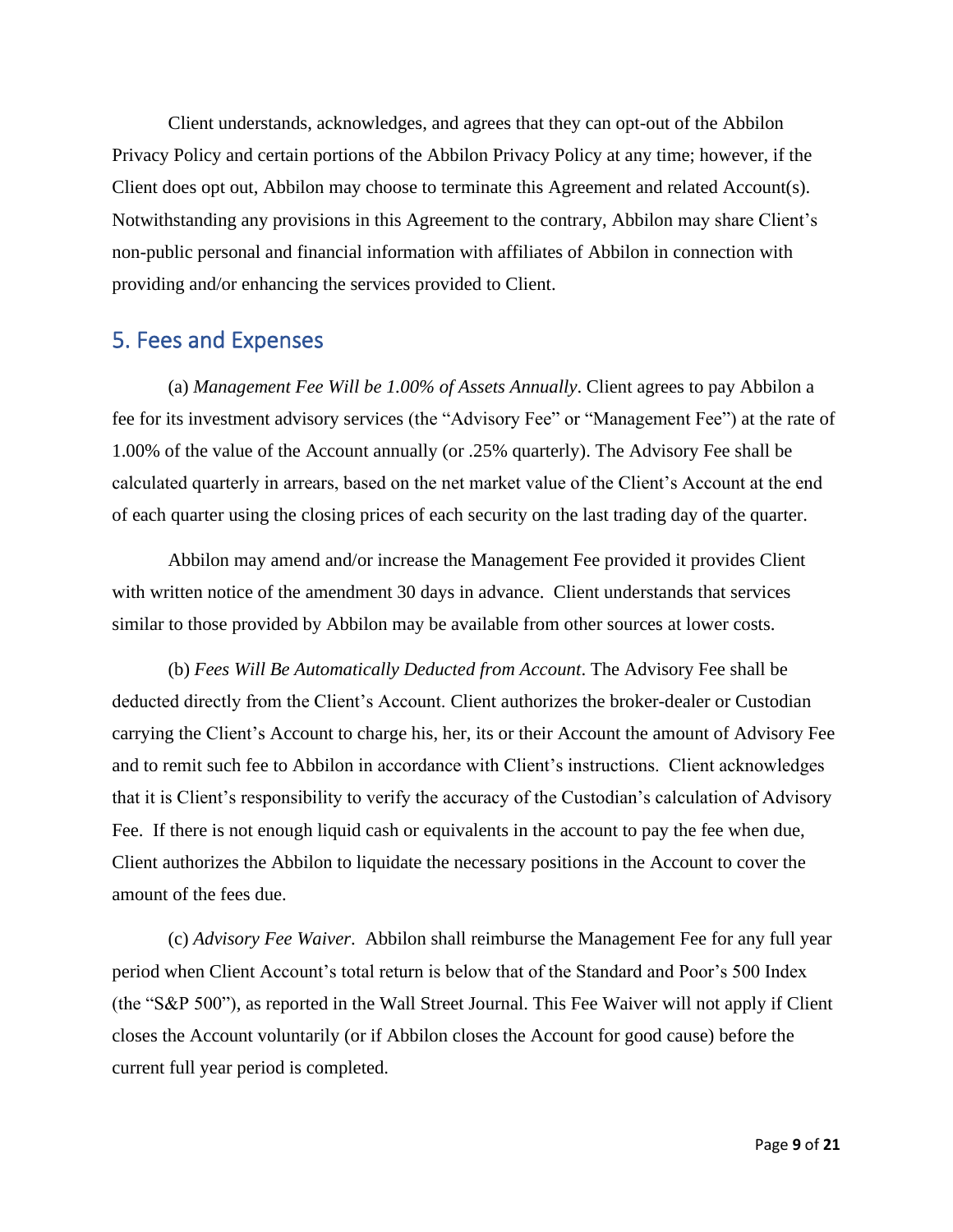Client understands, acknowledges, and agrees that they can opt-out of the Abbilon Privacy Policy and certain portions of the Abbilon Privacy Policy at any time; however, if the Client does opt out, Abbilon may choose to terminate this Agreement and related Account(s). Notwithstanding any provisions in this Agreement to the contrary, Abbilon may share Client's non-public personal and financial information with affiliates of Abbilon in connection with providing and/or enhancing the services provided to Client.

## 5. Fees and Expenses

(a) *Management Fee Will be 1.00% of Assets Annually*. Client agrees to pay Abbilon a fee for its investment advisory services (the "Advisory Fee" or "Management Fee") at the rate of 1.00% of the value of the Account annually (or .25% quarterly). The Advisory Fee shall be calculated quarterly in arrears, based on the net market value of the Client's Account at the end of each quarter using the closing prices of each security on the last trading day of the quarter.

Abbilon may amend and/or increase the Management Fee provided it provides Client with written notice of the amendment 30 days in advance. Client understands that services similar to those provided by Abbilon may be available from other sources at lower costs.

(b) *Fees Will Be Automatically Deducted from Account*. The Advisory Fee shall be deducted directly from the Client's Account. Client authorizes the broker-dealer or Custodian carrying the Client's Account to charge his, her, its or their Account the amount of Advisory Fee and to remit such fee to Abbilon in accordance with Client's instructions. Client acknowledges that it is Client's responsibility to verify the accuracy of the Custodian's calculation of Advisory Fee. If there is not enough liquid cash or equivalents in the account to pay the fee when due, Client authorizes the Abbilon to liquidate the necessary positions in the Account to cover the amount of the fees due.

(c) *Advisory Fee Waiver*. Abbilon shall reimburse the Management Fee for any full year period when Client Account's total return is below that of the Standard and Poor's 500 Index (the "S&P 500"), as reported in the Wall Street Journal. This Fee Waiver will not apply if Client closes the Account voluntarily (or if Abbilon closes the Account for good cause) before the current full year period is completed.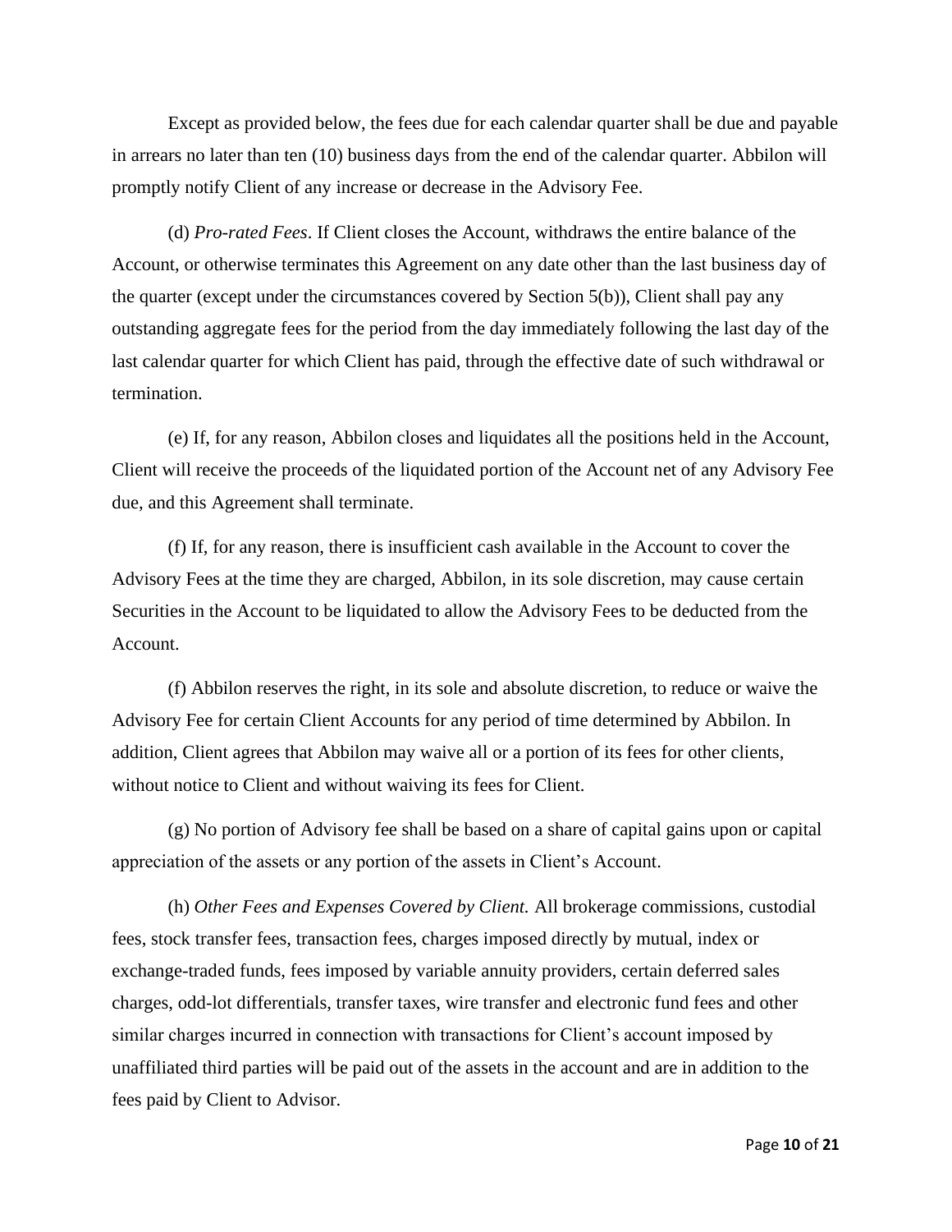Except as provided below, the fees due for each calendar quarter shall be due and payable in arrears no later than ten (10) business days from the end of the calendar quarter. Abbilon will promptly notify Client of any increase or decrease in the Advisory Fee.

(d) *Pro-rated Fees*. If Client closes the Account, withdraws the entire balance of the Account, or otherwise terminates this Agreement on any date other than the last business day of the quarter (except under the circumstances covered by Section 5(b)), Client shall pay any outstanding aggregate fees for the period from the day immediately following the last day of the last calendar quarter for which Client has paid, through the effective date of such withdrawal or termination.

(e) If, for any reason, Abbilon closes and liquidates all the positions held in the Account, Client will receive the proceeds of the liquidated portion of the Account net of any Advisory Fee due, and this Agreement shall terminate.

(f) If, for any reason, there is insufficient cash available in the Account to cover the Advisory Fees at the time they are charged, Abbilon, in its sole discretion, may cause certain Securities in the Account to be liquidated to allow the Advisory Fees to be deducted from the Account.

(f) Abbilon reserves the right, in its sole and absolute discretion, to reduce or waive the Advisory Fee for certain Client Accounts for any period of time determined by Abbilon. In addition, Client agrees that Abbilon may waive all or a portion of its fees for other clients, without notice to Client and without waiving its fees for Client.

(g) No portion of Advisory fee shall be based on a share of capital gains upon or capital appreciation of the assets or any portion of the assets in Client's Account.

(h) *Other Fees and Expenses Covered by Client.* All brokerage commissions, custodial fees, stock transfer fees, transaction fees, charges imposed directly by mutual, index or exchange-traded funds, fees imposed by variable annuity providers, certain deferred sales charges, odd-lot differentials, transfer taxes, wire transfer and electronic fund fees and other similar charges incurred in connection with transactions for Client's account imposed by unaffiliated third parties will be paid out of the assets in the account and are in addition to the fees paid by Client to Advisor.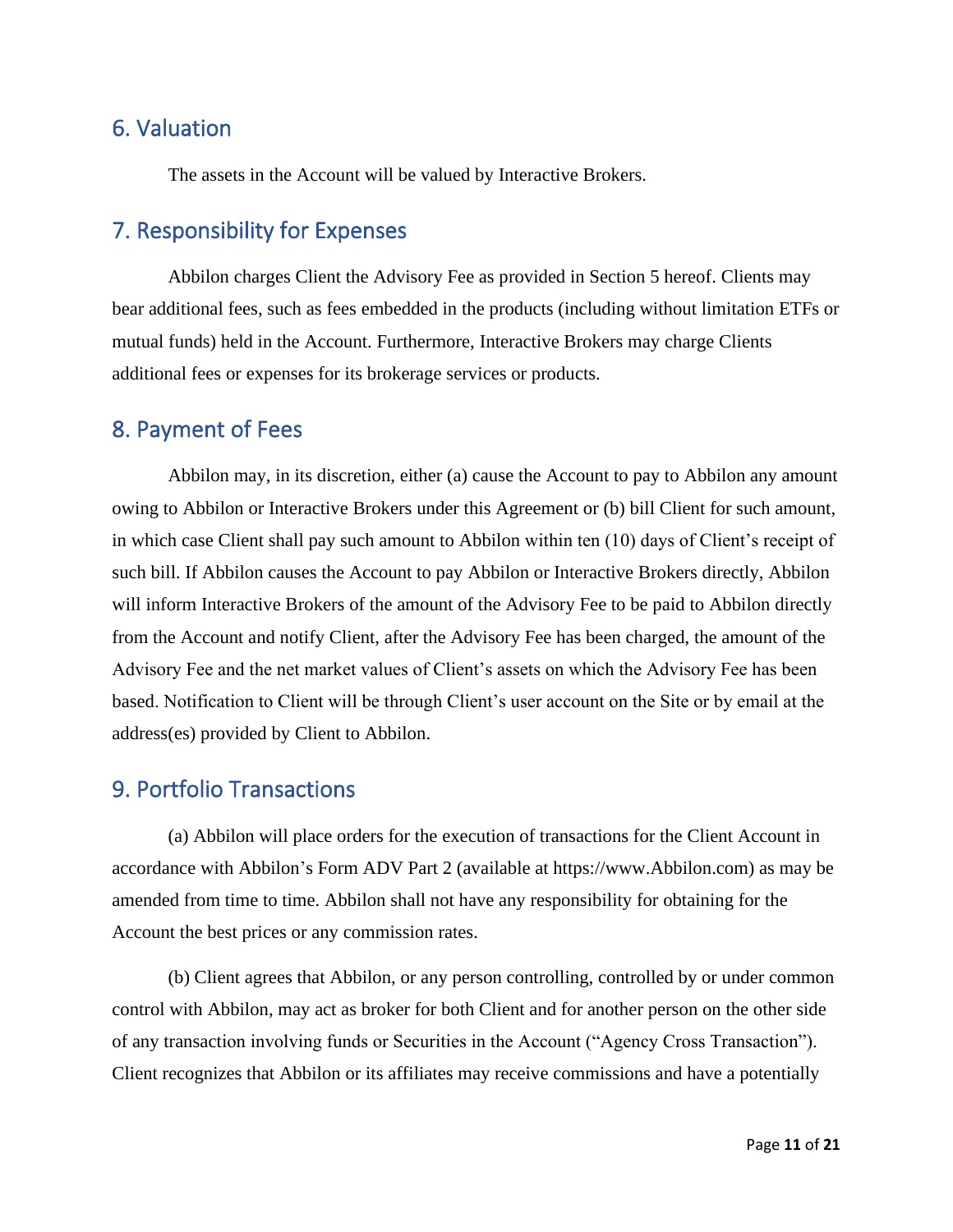## 6. Valuation

The assets in the Account will be valued by Interactive Brokers.

## 7. Responsibility for Expenses

Abbilon charges Client the Advisory Fee as provided in Section 5 hereof. Clients may bear additional fees, such as fees embedded in the products (including without limitation ETFs or mutual funds) held in the Account. Furthermore, Interactive Brokers may charge Clients additional fees or expenses for its brokerage services or products.

## 8. Payment of Fees

Abbilon may, in its discretion, either (a) cause the Account to pay to Abbilon any amount owing to Abbilon or Interactive Brokers under this Agreement or (b) bill Client for such amount, in which case Client shall pay such amount to Abbilon within ten (10) days of Client's receipt of such bill. If Abbilon causes the Account to pay Abbilon or Interactive Brokers directly, Abbilon will inform Interactive Brokers of the amount of the Advisory Fee to be paid to Abbilon directly from the Account and notify Client, after the Advisory Fee has been charged, the amount of the Advisory Fee and the net market values of Client's assets on which the Advisory Fee has been based. Notification to Client will be through Client's user account on the Site or by email at the address(es) provided by Client to Abbilon.

## 9. Portfolio Transactions

(a) Abbilon will place orders for the execution of transactions for the Client Account in accordance with Abbilon's Form ADV Part 2 (available at https://www.Abbilon.com) as may be amended from time to time. Abbilon shall not have any responsibility for obtaining for the Account the best prices or any commission rates.

(b) Client agrees that Abbilon, or any person controlling, controlled by or under common control with Abbilon, may act as broker for both Client and for another person on the other side of any transaction involving funds or Securities in the Account ("Agency Cross Transaction"). Client recognizes that Abbilon or its affiliates may receive commissions and have a potentially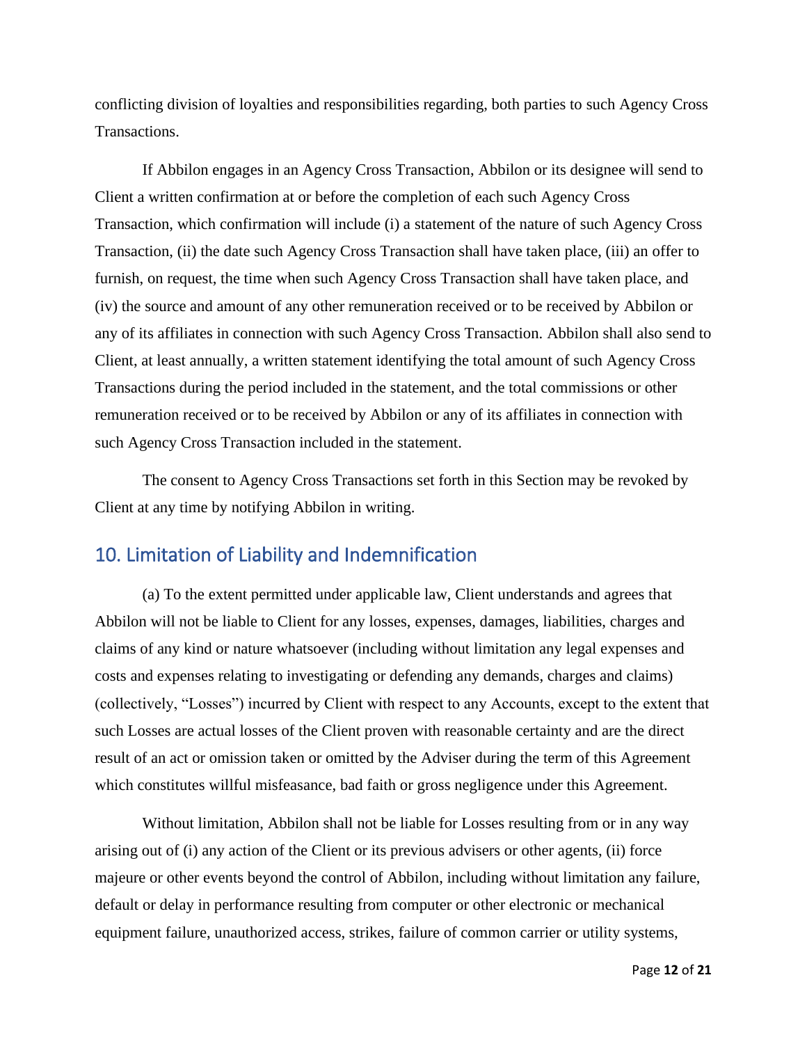conflicting division of loyalties and responsibilities regarding, both parties to such Agency Cross Transactions.

If Abbilon engages in an Agency Cross Transaction, Abbilon or its designee will send to Client a written confirmation at or before the completion of each such Agency Cross Transaction, which confirmation will include (i) a statement of the nature of such Agency Cross Transaction, (ii) the date such Agency Cross Transaction shall have taken place, (iii) an offer to furnish, on request, the time when such Agency Cross Transaction shall have taken place, and (iv) the source and amount of any other remuneration received or to be received by Abbilon or any of its affiliates in connection with such Agency Cross Transaction. Abbilon shall also send to Client, at least annually, a written statement identifying the total amount of such Agency Cross Transactions during the period included in the statement, and the total commissions or other remuneration received or to be received by Abbilon or any of its affiliates in connection with such Agency Cross Transaction included in the statement.

The consent to Agency Cross Transactions set forth in this Section may be revoked by Client at any time by notifying Abbilon in writing.

## 10. Limitation of Liability and Indemnification

(a) To the extent permitted under applicable law, Client understands and agrees that Abbilon will not be liable to Client for any losses, expenses, damages, liabilities, charges and claims of any kind or nature whatsoever (including without limitation any legal expenses and costs and expenses relating to investigating or defending any demands, charges and claims) (collectively, "Losses") incurred by Client with respect to any Accounts, except to the extent that such Losses are actual losses of the Client proven with reasonable certainty and are the direct result of an act or omission taken or omitted by the Adviser during the term of this Agreement which constitutes willful misfeasance, bad faith or gross negligence under this Agreement.

Without limitation, Abbilon shall not be liable for Losses resulting from or in any way arising out of (i) any action of the Client or its previous advisers or other agents, (ii) force majeure or other events beyond the control of Abbilon, including without limitation any failure, default or delay in performance resulting from computer or other electronic or mechanical equipment failure, unauthorized access, strikes, failure of common carrier or utility systems,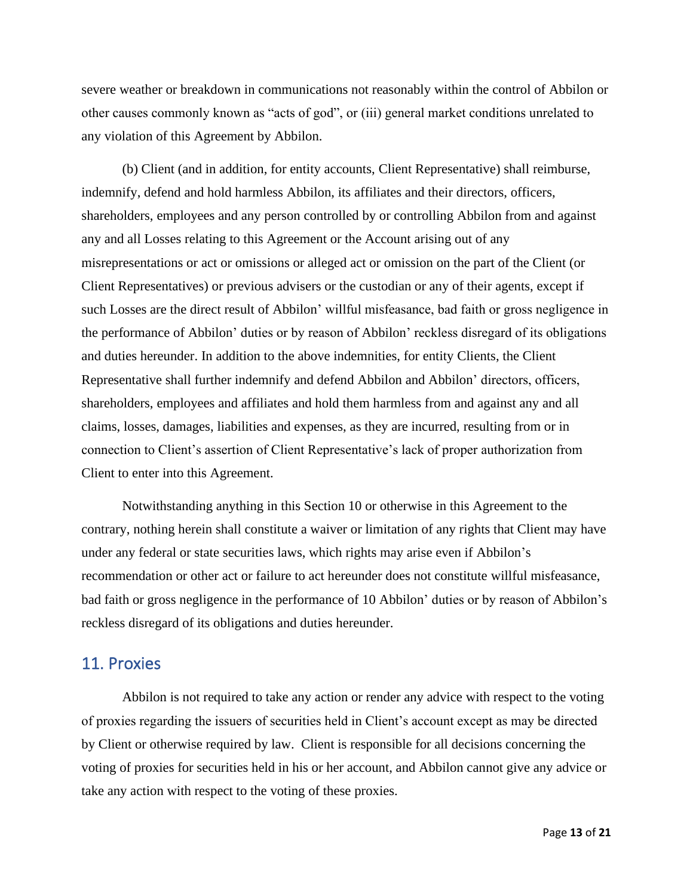severe weather or breakdown in communications not reasonably within the control of Abbilon or other causes commonly known as "acts of god", or (iii) general market conditions unrelated to any violation of this Agreement by Abbilon.

(b) Client (and in addition, for entity accounts, Client Representative) shall reimburse, indemnify, defend and hold harmless Abbilon, its affiliates and their directors, officers, shareholders, employees and any person controlled by or controlling Abbilon from and against any and all Losses relating to this Agreement or the Account arising out of any misrepresentations or act or omissions or alleged act or omission on the part of the Client (or Client Representatives) or previous advisers or the custodian or any of their agents, except if such Losses are the direct result of Abbilon' willful misfeasance, bad faith or gross negligence in the performance of Abbilon' duties or by reason of Abbilon' reckless disregard of its obligations and duties hereunder. In addition to the above indemnities, for entity Clients, the Client Representative shall further indemnify and defend Abbilon and Abbilon' directors, officers, shareholders, employees and affiliates and hold them harmless from and against any and all claims, losses, damages, liabilities and expenses, as they are incurred, resulting from or in connection to Client's assertion of Client Representative's lack of proper authorization from Client to enter into this Agreement.

Notwithstanding anything in this Section 10 or otherwise in this Agreement to the contrary, nothing herein shall constitute a waiver or limitation of any rights that Client may have under any federal or state securities laws, which rights may arise even if Abbilon's recommendation or other act or failure to act hereunder does not constitute willful misfeasance, bad faith or gross negligence in the performance of 10 Abbilon' duties or by reason of Abbilon's reckless disregard of its obligations and duties hereunder.

## 11. Proxies

Abbilon is not required to take any action or render any advice with respect to the voting of proxies regarding the issuers of securities held in Client's account except as may be directed by Client or otherwise required by law. Client is responsible for all decisions concerning the voting of proxies for securities held in his or her account, and Abbilon cannot give any advice or take any action with respect to the voting of these proxies.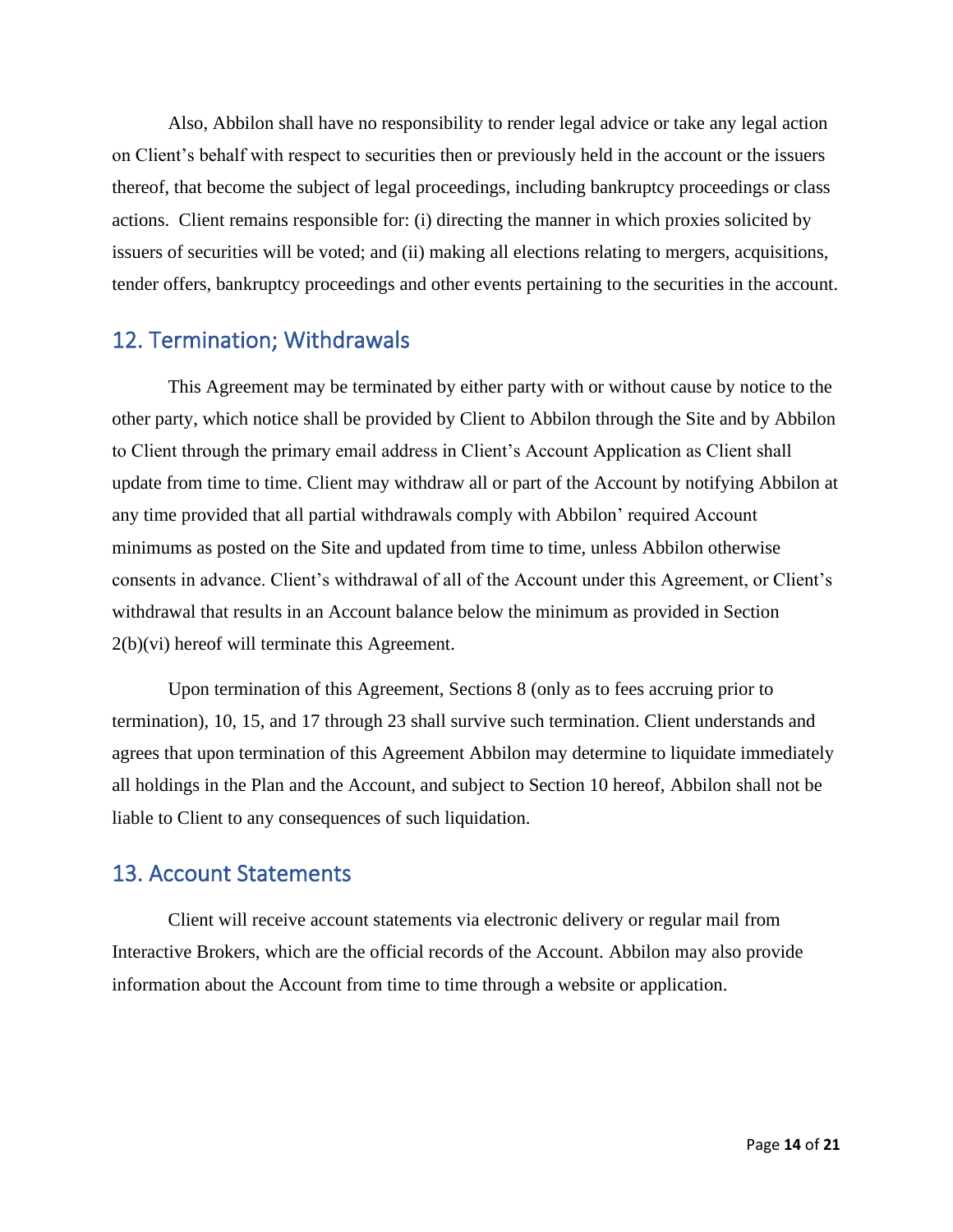Also, Abbilon shall have no responsibility to render legal advice or take any legal action on Client's behalf with respect to securities then or previously held in the account or the issuers thereof, that become the subject of legal proceedings, including bankruptcy proceedings or class actions. Client remains responsible for: (i) directing the manner in which proxies solicited by issuers of securities will be voted; and (ii) making all elections relating to mergers, acquisitions, tender offers, bankruptcy proceedings and other events pertaining to the securities in the account.

## 12. Termination; Withdrawals

This Agreement may be terminated by either party with or without cause by notice to the other party, which notice shall be provided by Client to Abbilon through the Site and by Abbilon to Client through the primary email address in Client's Account Application as Client shall update from time to time. Client may withdraw all or part of the Account by notifying Abbilon at any time provided that all partial withdrawals comply with Abbilon' required Account minimums as posted on the Site and updated from time to time, unless Abbilon otherwise consents in advance. Client's withdrawal of all of the Account under this Agreement, or Client's withdrawal that results in an Account balance below the minimum as provided in Section 2(b)(vi) hereof will terminate this Agreement.

Upon termination of this Agreement, Sections 8 (only as to fees accruing prior to termination), 10, 15, and 17 through 23 shall survive such termination. Client understands and agrees that upon termination of this Agreement Abbilon may determine to liquidate immediately all holdings in the Plan and the Account, and subject to Section 10 hereof, Abbilon shall not be liable to Client to any consequences of such liquidation.

## 13. Account Statements

Client will receive account statements via electronic delivery or regular mail from Interactive Brokers, which are the official records of the Account. Abbilon may also provide information about the Account from time to time through a website or application.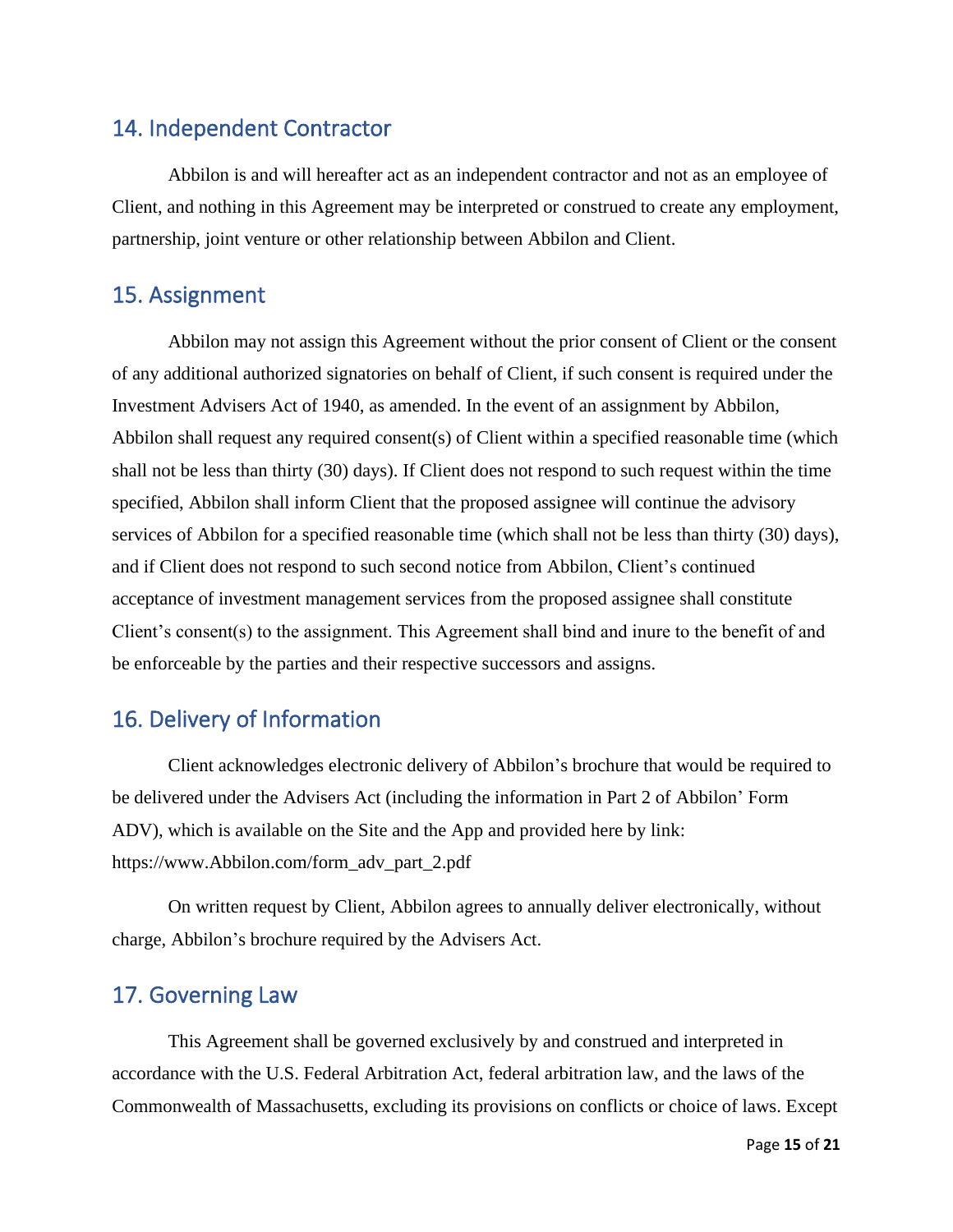## 14. Independent Contractor

Abbilon is and will hereafter act as an independent contractor and not as an employee of Client, and nothing in this Agreement may be interpreted or construed to create any employment, partnership, joint venture or other relationship between Abbilon and Client.

## 15. Assignment

Abbilon may not assign this Agreement without the prior consent of Client or the consent of any additional authorized signatories on behalf of Client, if such consent is required under the Investment Advisers Act of 1940, as amended. In the event of an assignment by Abbilon, Abbilon shall request any required consent(s) of Client within a specified reasonable time (which shall not be less than thirty (30) days). If Client does not respond to such request within the time specified, Abbilon shall inform Client that the proposed assignee will continue the advisory services of Abbilon for a specified reasonable time (which shall not be less than thirty (30) days), and if Client does not respond to such second notice from Abbilon, Client's continued acceptance of investment management services from the proposed assignee shall constitute Client's consent(s) to the assignment. This Agreement shall bind and inure to the benefit of and be enforceable by the parties and their respective successors and assigns.

## 16. Delivery of Information

Client acknowledges electronic delivery of Abbilon's brochure that would be required to be delivered under the Advisers Act (including the information in Part 2 of Abbilon' Form ADV), which is available on the Site and the App and provided here by link: https://www.Abbilon.com/form_adv_part_2.pdf

On written request by Client, Abbilon agrees to annually deliver electronically, without charge, Abbilon's brochure required by the Advisers Act.

## 17. Governing Law

This Agreement shall be governed exclusively by and construed and interpreted in accordance with the U.S. Federal Arbitration Act, federal arbitration law, and the laws of the Commonwealth of Massachusetts, excluding its provisions on conflicts or choice of laws. Except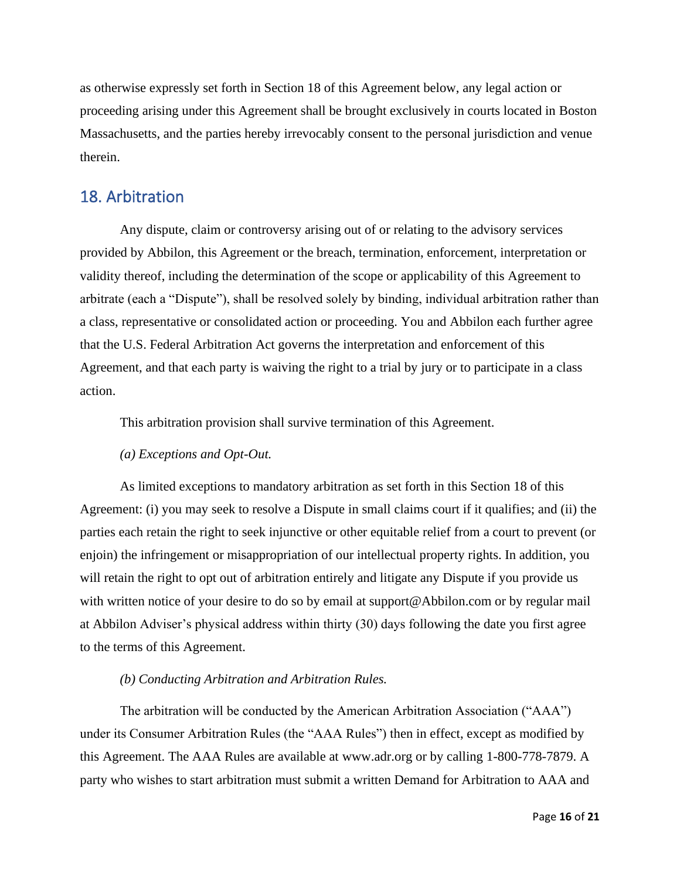as otherwise expressly set forth in Section 18 of this Agreement below, any legal action or proceeding arising under this Agreement shall be brought exclusively in courts located in Boston Massachusetts, and the parties hereby irrevocably consent to the personal jurisdiction and venue therein.

## 18. Arbitration

Any dispute, claim or controversy arising out of or relating to the advisory services provided by Abbilon, this Agreement or the breach, termination, enforcement, interpretation or validity thereof, including the determination of the scope or applicability of this Agreement to arbitrate (each a "Dispute"), shall be resolved solely by binding, individual arbitration rather than a class, representative or consolidated action or proceeding. You and Abbilon each further agree that the U.S. Federal Arbitration Act governs the interpretation and enforcement of this Agreement, and that each party is waiving the right to a trial by jury or to participate in a class action.

This arbitration provision shall survive termination of this Agreement.

*(a) Exceptions and Opt-Out.*

As limited exceptions to mandatory arbitration as set forth in this Section 18 of this Agreement: (i) you may seek to resolve a Dispute in small claims court if it qualifies; and (ii) the parties each retain the right to seek injunctive or other equitable relief from a court to prevent (or enjoin) the infringement or misappropriation of our intellectual property rights. In addition, you will retain the right to opt out of arbitration entirely and litigate any Dispute if you provide us with written notice of your desire to do so by email at support@Abbilon.com or by regular mail at Abbilon Adviser's physical address within thirty (30) days following the date you first agree to the terms of this Agreement.

*(b) Conducting Arbitration and Arbitration Rules.*

The arbitration will be conducted by the American Arbitration Association ("AAA") under its Consumer Arbitration Rules (the "AAA Rules") then in effect, except as modified by this Agreement. The AAA Rules are available at www.adr.org or by calling 1-800-778-7879. A party who wishes to start arbitration must submit a written Demand for Arbitration to AAA and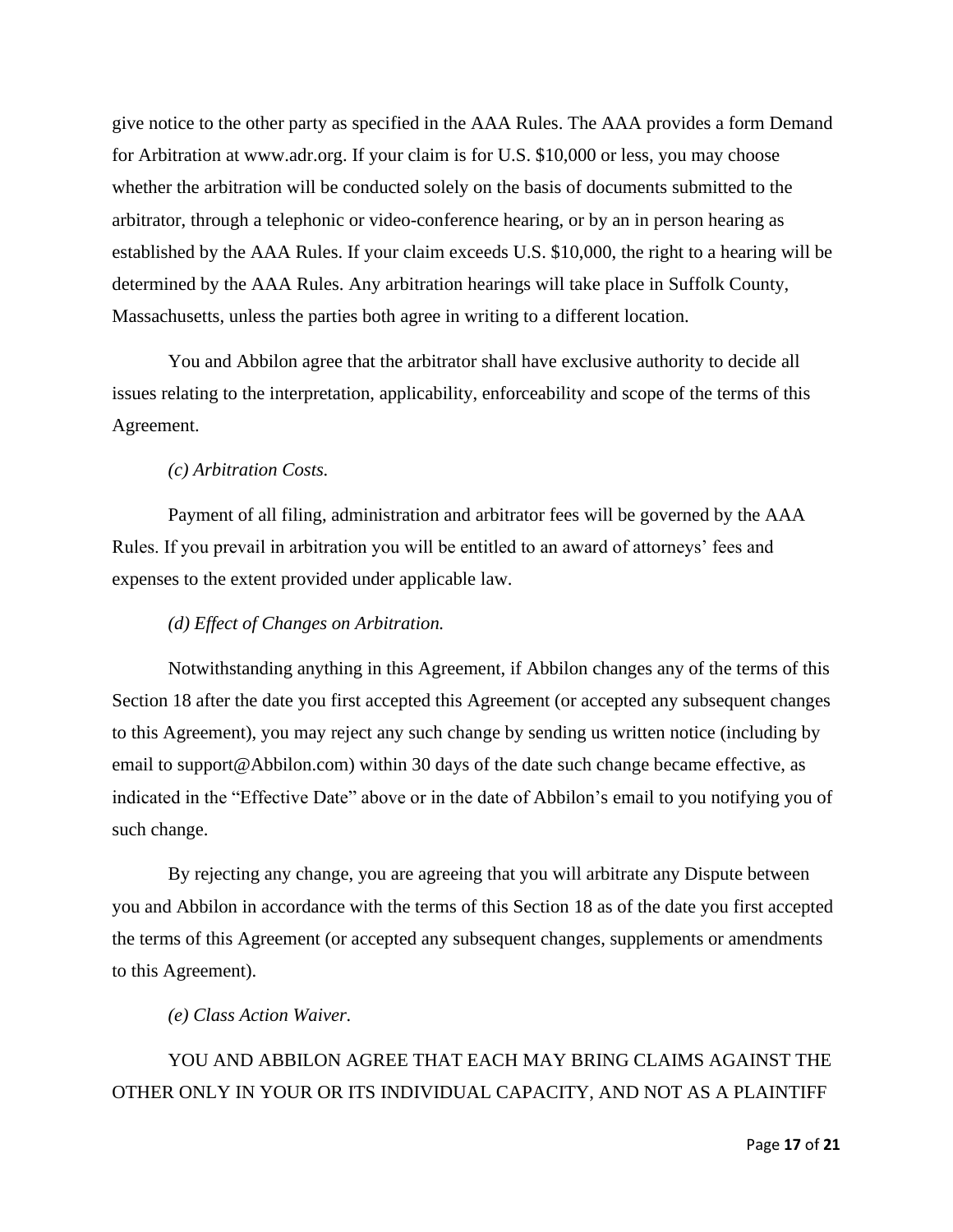give notice to the other party as specified in the AAA Rules. The AAA provides a form Demand for Arbitration at www.adr.org. If your claim is for U.S. $10,000 or less, you may choose whether the arbitration will be conducted solely on the basis of documents submitted to the arbitrator, through a telephonic or video-conference hearing, or by an in person hearing as established by the AAA Rules. If your claim exceeds U.S. $10,000, the right to a hearing will be determined by the AAA Rules. Any arbitration hearings will take place in Suffolk County, Massachusetts, unless the parties both agree in writing to a different location.

You and Abbilon agree that the arbitrator shall have exclusive authority to decide all issues relating to the interpretation, applicability, enforceability and scope of the terms of this Agreement.

*(c) Arbitration Costs.*

Payment of all filing, administration and arbitrator fees will be governed by the AAA Rules. If you prevail in arbitration you will be entitled to an award of attorneys' fees and expenses to the extent provided under applicable law.

*(d) Effect of Changes on Arbitration.*

Notwithstanding anything in this Agreement, if Abbilon changes any of the terms of this Section 18 after the date you first accepted this Agreement (or accepted any subsequent changes to this Agreement), you may reject any such change by sending us written notice (including by email to support@Abbilon.com) within 30 days of the date such change became effective, as indicated in the "Effective Date" above or in the date of Abbilon's email to you notifying you of such change.

By rejecting any change, you are agreeing that you will arbitrate any Dispute between you and Abbilon in accordance with the terms of this Section 18 as of the date you first accepted the terms of this Agreement (or accepted any subsequent changes, supplements or amendments to this Agreement).

*(e) Class Action Waiver.*

YOU AND ABBILON AGREE THAT EACH MAY BRING CLAIMS AGAINST THE OTHER ONLY IN YOUR OR ITS INDIVIDUAL CAPACITY, AND NOT AS A PLAINTIFF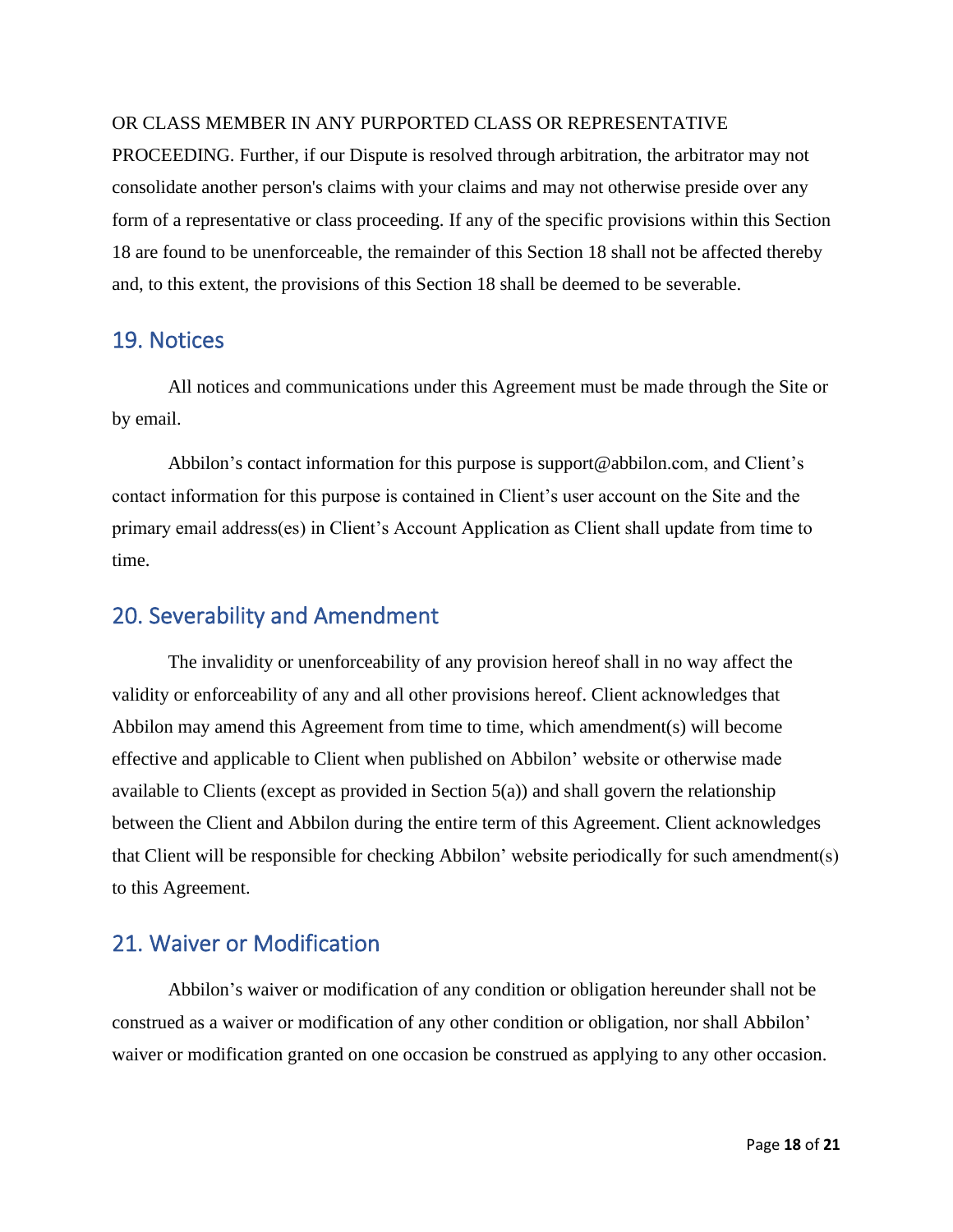OR CLASS MEMBER IN ANY PURPORTED CLASS OR REPRESENTATIVE PROCEEDING. Further, if our Dispute is resolved through arbitration, the arbitrator may not consolidate another person's claims with your claims and may not otherwise preside over any form of a representative or class proceeding. If any of the specific provisions within this Section 18 are found to be unenforceable, the remainder of this Section 18 shall not be affected thereby and, to this extent, the provisions of this Section 18 shall be deemed to be severable.

## 19. Notices

All notices and communications under this Agreement must be made through the Site or by email.

Abbilon's contact information for this purpose is support@abbilon.com, and Client's contact information for this purpose is contained in Client's user account on the Site and the primary email address(es) in Client's Account Application as Client shall update from time to time.

## 20. Severability and Amendment

The invalidity or unenforceability of any provision hereof shall in no way affect the validity or enforceability of any and all other provisions hereof. Client acknowledges that Abbilon may amend this Agreement from time to time, which amendment(s) will become effective and applicable to Client when published on Abbilon' website or otherwise made available to Clients (except as provided in Section 5(a)) and shall govern the relationship between the Client and Abbilon during the entire term of this Agreement. Client acknowledges that Client will be responsible for checking Abbilon' website periodically for such amendment(s) to this Agreement.

## 21. Waiver or Modification

Abbilon's waiver or modification of any condition or obligation hereunder shall not be construed as a waiver or modification of any other condition or obligation, nor shall Abbilon' waiver or modification granted on one occasion be construed as applying to any other occasion.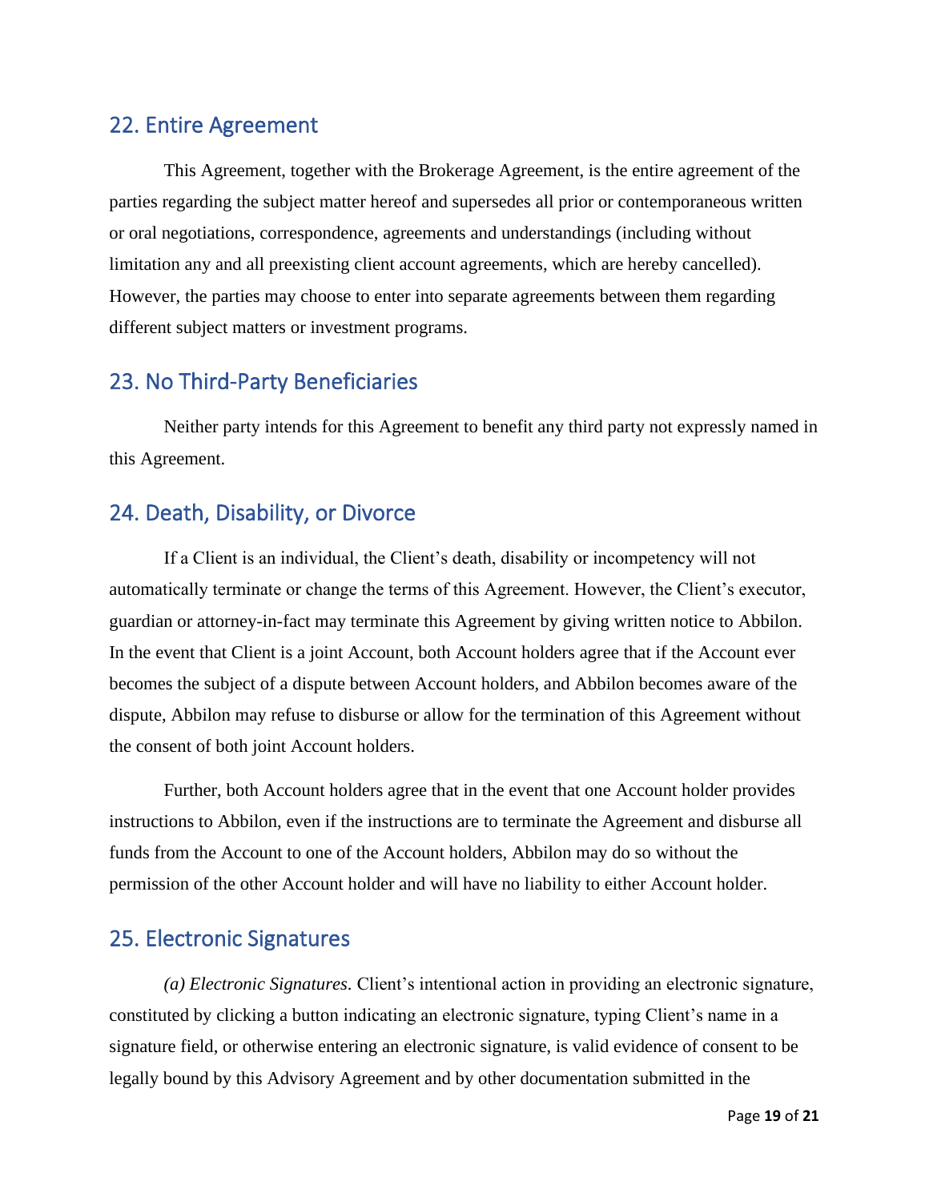## 22. Entire Agreement

This Agreement, together with the Brokerage Agreement, is the entire agreement of the parties regarding the subject matter hereof and supersedes all prior or contemporaneous written or oral negotiations, correspondence, agreements and understandings (including without limitation any and all preexisting client account agreements, which are hereby cancelled). However, the parties may choose to enter into separate agreements between them regarding different subject matters or investment programs.

## 23. No Third-Party Beneficiaries

Neither party intends for this Agreement to benefit any third party not expressly named in this Agreement.

## 24. Death, Disability, or Divorce

If a Client is an individual, the Client's death, disability or incompetency will not automatically terminate or change the terms of this Agreement. However, the Client's executor, guardian or attorney-in-fact may terminate this Agreement by giving written notice to Abbilon. In the event that Client is a joint Account, both Account holders agree that if the Account ever becomes the subject of a dispute between Account holders, and Abbilon becomes aware of the dispute, Abbilon may refuse to disburse or allow for the termination of this Agreement without the consent of both joint Account holders.

Further, both Account holders agree that in the event that one Account holder provides instructions to Abbilon, even if the instructions are to terminate the Agreement and disburse all funds from the Account to one of the Account holders, Abbilon may do so without the permission of the other Account holder and will have no liability to either Account holder.

## 25. Electronic Signatures

*(a) Electronic Signatures*. Client's intentional action in providing an electronic signature, constituted by clicking a button indicating an electronic signature, typing Client's name in a signature field, or otherwise entering an electronic signature, is valid evidence of consent to be legally bound by this Advisory Agreement and by other documentation submitted in the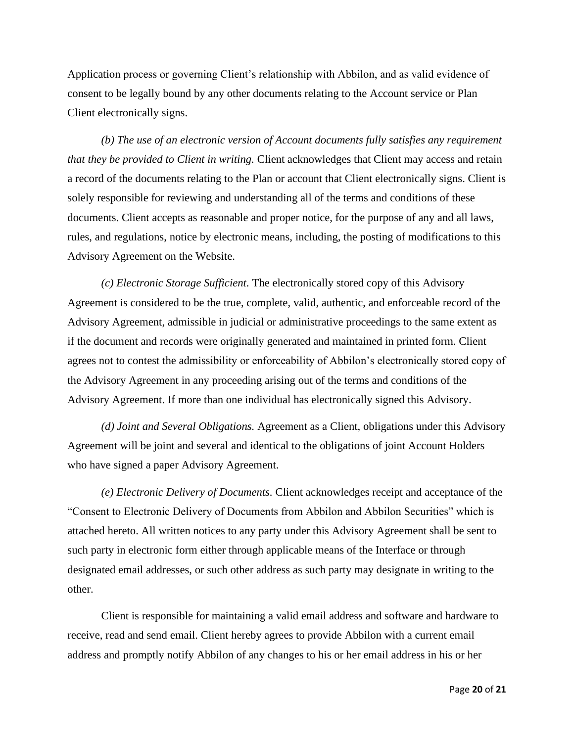Application process or governing Client's relationship with Abbilon, and as valid evidence of consent to be legally bound by any other documents relating to the Account service or Plan Client electronically signs.

*(b) The use of an electronic version of Account documents fully satisfies any requirement that they be provided to Client in writing.* Client acknowledges that Client may access and retain a record of the documents relating to the Plan or account that Client electronically signs. Client is solely responsible for reviewing and understanding all of the terms and conditions of these documents. Client accepts as reasonable and proper notice, for the purpose of any and all laws, rules, and regulations, notice by electronic means, including, the posting of modifications to this Advisory Agreement on the Website.

*(c) Electronic Storage Sufficient.* The electronically stored copy of this Advisory Agreement is considered to be the true, complete, valid, authentic, and enforceable record of the Advisory Agreement, admissible in judicial or administrative proceedings to the same extent as if the document and records were originally generated and maintained in printed form. Client agrees not to contest the admissibility or enforceability of Abbilon's electronically stored copy of the Advisory Agreement in any proceeding arising out of the terms and conditions of the Advisory Agreement. If more than one individual has electronically signed this Advisory.

*(d) Joint and Several Obligations.* Agreement as a Client, obligations under this Advisory Agreement will be joint and several and identical to the obligations of joint Account Holders who have signed a paper Advisory Agreement.

*(e) Electronic Delivery of Documents.* Client acknowledges receipt and acceptance of the "Consent to Electronic Delivery of Documents from Abbilon and Abbilon Securities" which is attached hereto. All written notices to any party under this Advisory Agreement shall be sent to such party in electronic form either through applicable means of the Interface or through designated email addresses, or such other address as such party may designate in writing to the other.

Client is responsible for maintaining a valid email address and software and hardware to receive, read and send email. Client hereby agrees to provide Abbilon with a current email address and promptly notify Abbilon of any changes to his or her email address in his or her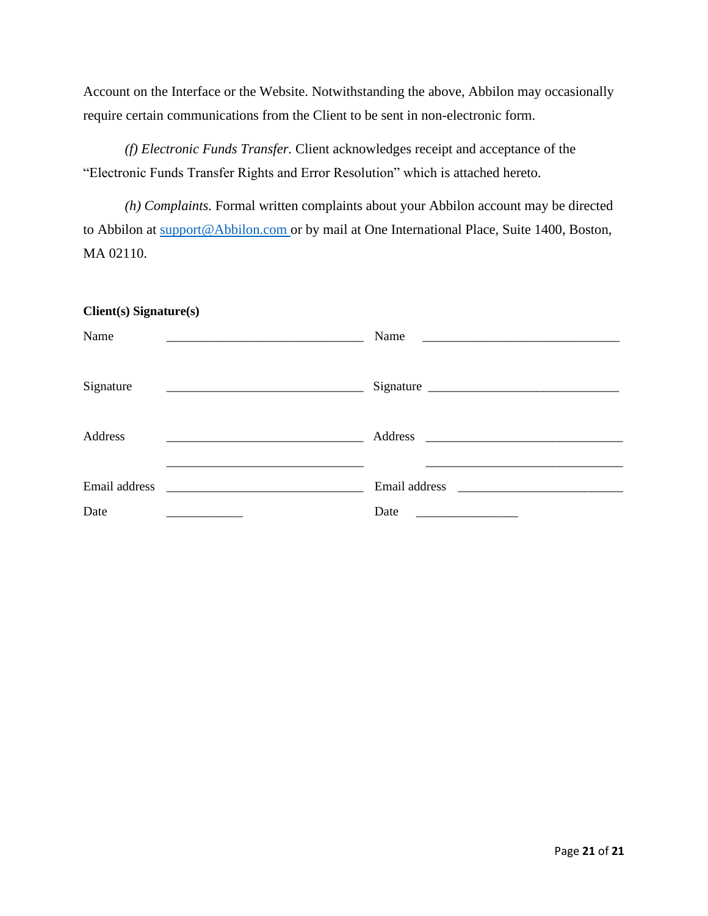Account on the Interface or the Website. Notwithstanding the above, Abbilon may occasionally require certain communications from the Client to be sent in non-electronic form.

*(f) Electronic Funds Transfer*. Client acknowledges receipt and acceptance of the "Electronic Funds Transfer Rights and Error Resolution" which is attached hereto.

*(h) Complaints.* Formal written complaints about your Abbilon account may be directed to Abbilon at support@Abbilon.com or by mail at One International Place, Suite 1400, Boston, MA 02110.

**Client(s) Signature(s)**

| | | | |
|---|---|---|---|
| Name | ______________________________ | Name | ______________________________ |
| Signature | ______________________________ | Signature | ______________________________ |
| Address | ______________________________ | Address | ______________________________ |
| | ______________________________ | | ______________________________ |
| Email address | ______________________________ | Email address | ______________________________ |
| Date | ____________ | Date | ________________ |